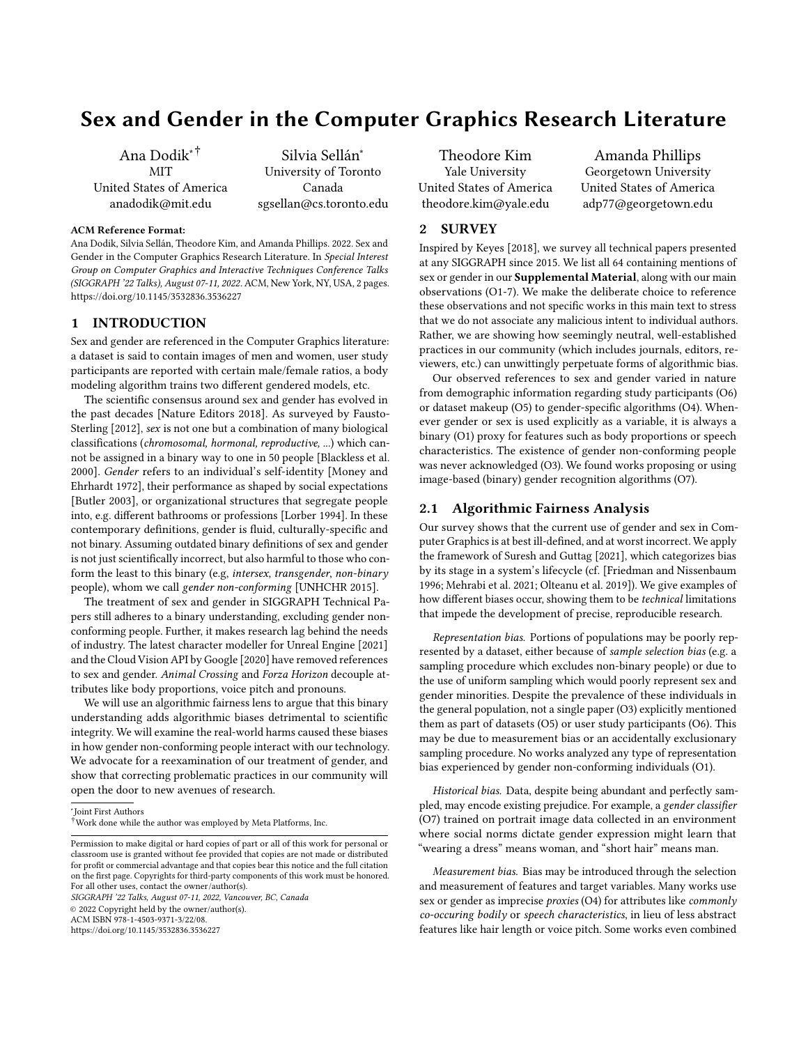# Sex and Gender in the Computer Graphics Research Literature

Ana Dodik[*,†]
MIT
United States of America
anadodik@mit.edu

Silvia Sellán[*]
University of Toronto
Canada
sgsellan@cs.toronto.edu

Theodore Kim
Yale University
United States of America
theodore.kim@yale.edu

Amanda Phillips
Georgetown University
United States of America
adp77@georgetown.edu

**ACM Reference Format:**
Ana Dodik, Silvia Sellán, Theodore Kim, and Amanda Phillips. 2022. Sex and Gender in the Computer Graphics Research Literature. In *Special Interest Group on Computer Graphics and Interactive Techniques Conference Talks (SIGGRAPH '22 Talks), August 07-11, 2022.* ACM, New York, NY, USA, 2 pages. https://doi.org/10.1145/3532836.3536227

## 1 INTRODUCTION

Sex and gender are referenced in the Computer Graphics literature: a dataset is said to contain images of men and women, user study participants are reported with certain male/female ratios, a body modeling algorithm trains two different gendered models, etc.

The scientific consensus around sex and gender has evolved in the past decades [Nature Editors 2018]. As surveyed by Fausto-Sterling [2012], *sex* is not one but a combination of many biological classifications (*chromosomal, hormonal, reproductive, ...*) which cannot be assigned in a binary way to one in 50 people [Blackless et al. 2000]. *Gender* refers to an individual's self-identity [Money and Ehrhardt 1972], their performance as shaped by social expectations [Butler 2003], or organizational structures that segregate people into, e.g. different bathrooms or professions [Lorber 1994]. In these contemporary definitions, gender is fluid, culturally-specific and not binary. Assuming outdated binary definitions of sex and gender is not just scientifically incorrect, but also harmful to those who conform the least to this binary (e.g, *intersex*, *transgender*, *non-binary* people), whom we call *gender non-conforming* [UNHCHR 2015].

The treatment of sex and gender in SIGGRAPH Technical Papers still adheres to a binary understanding, excluding gender non-conforming people. Further, it makes research lag behind the needs of industry. The latest character modeller for Unreal Engine [2021] and the Cloud Vision API by Google [2020] have removed references to sex and gender. *Animal Crossing* and *Forza Horizon* decouple attributes like body proportions, voice pitch and pronouns.

We will use an algorithmic fairness lens to argue that this binary understanding adds algorithmic biases detrimental to scientific integrity. We will examine the real-world harms caused these biases in how gender non-conforming people interact with our technology. We advocate for a reexamination of our treatment of gender, and show that correcting problematic practices in our community will open the door to new avenues of research.

[*]Joint First Authors
[†]Work done while the author was employed by Meta Platforms, Inc.

Permission to make digital or hard copies of part or all of this work for personal or classroom use is granted without fee provided that copies are not made or distributed for profit or commercial advantage and that copies bear this notice and the full citation on the first page. Copyrights for third-party components of this work must be honored. For all other uses, contact the owner/author(s).
*SIGGRAPH '22 Talks, August 07-11, 2022, Vancouver, BC, Canada*
© 2022 Copyright held by the owner/author(s).
ACM ISBN 978-1-4503-9371-3/22/08.
https://doi.org/10.1145/3532836.3536227

## 2 SURVEY

Inspired by Keyes [2018], we survey all technical papers presented at any SIGGRAPH since 2015. We list all 64 containing mentions of sex or gender in our **Supplemental Material**, along with our main observations (O1-7). We make the deliberate choice to reference these observations and not specific works in this main text to stress that we do not associate any malicious intent to individual authors. Rather, we are showing how seemingly neutral, well-established practices in our community (which includes journals, editors, reviewers, etc.) can unwittingly perpetuate forms of algorithmic bias.

Our observed references to sex and gender varied in nature from demographic information regarding study participants (O6) or dataset makeup (O5) to gender-specific algorithms (O4). Whenever gender or sex is used explicitly as a variable, it is always a binary (O1) proxy for features such as body proportions or speech characteristics. The existence of gender non-conforming people was never acknowledged (O3). We found works proposing or using image-based (binary) gender recognition algorithms (O7).

### 2.1 Algorithmic Fairness Analysis

Our survey shows that the current use of gender and sex in Computer Graphics is at best ill-defined, and at worst incorrect. We apply the framework of Suresh and Guttag [2021], which categorizes bias by its stage in a system's lifecycle (cf. [Friedman and Nissenbaum 1996; Mehrabi et al. 2021; Olteanu et al. 2019]). We give examples of how different biases occur, showing them to be *technical* limitations that impede the development of precise, reproducible research.

*Representation bias.* Portions of populations may be poorly represented by a dataset, either because of *sample selection bias* (e.g. a sampling procedure which excludes non-binary people) or due to the use of uniform sampling which would poorly represent sex and gender minorities. Despite the prevalence of these individuals in the general population, not a single paper (O3) explicitly mentioned them as part of datasets (O5) or user study participants (O6). This may be due to measurement bias or an accidentally exclusionary sampling procedure. No works analyzed any type of representation bias experienced by gender non-conforming individuals (O1).

*Historical bias.* Data, despite being abundant and perfectly sampled, may encode existing prejudice. For example, a *gender classifier* (O7) trained on portrait image data collected in an environment where social norms dictate gender expression might learn that "wearing a dress" means woman, and "short hair" means man.

*Measurement bias.* Bias may be introduced through the selection and measurement of features and target variables. Many works use sex or gender as imprecise *proxies* (O4) for attributes like *commonly co-occuring bodily* or *speech characteristics*, in lieu of less abstract features like hair length or voice pitch. Some works even combined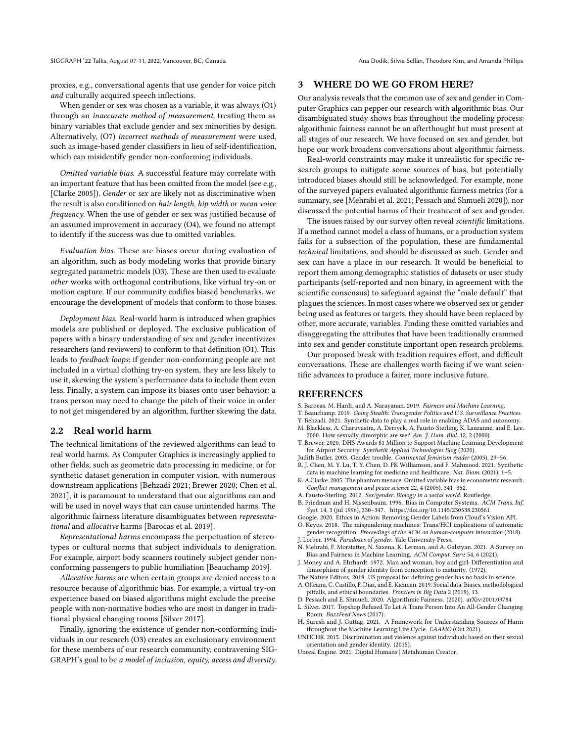proxies, e.g., conversational agents that use gender for voice pitch *and* culturally acquired speech inflections.

When gender or sex was chosen as a variable, it was always (O1) through an *inaccurate method of measurement*, treating them as binary variables that exclude gender and sex minorities by design. Alternatively, (O7) *incorrect methods of measurement* were used, such as image-based gender classifiers in lieu of self-identification, which can misidentify gender non-conforming individuals.

*Omitted variable bias.* A successful feature may correlate with an important feature that has been omitted from the model (see e.g., [Clarke 2005]). *Gender* or *sex* are likely not as discriminative when the result is also conditioned on *hair length*, *hip width* or *mean voice frequency*. When the use of gender or sex was justified because of an assumed improvement in accuracy (O4), we found no attempt to identify if the success was due to omitted variables.

*Evaluation bias.* These are biases occur during evaluation of an algorithm, such as body modeling works that provide binary segregated parametric models (O3). These are then used to evaluate *other* works with orthogonal contributions, like virtual try-on or motion capture. If our community codifies biased benchmarks, we encourage the development of models that conform to those biases.

*Deployment bias.* Real-world harm is introduced when graphics models are published or deployed. The exclusive publication of papers with a binary understanding of sex and gender incentivizes researchers (and reviewers) to conform to that definition (O1). This leads to *feedback loops*: if gender non-conforming people are not included in a virtual clothing try-on system, they are less likely to use it, skewing the system's performance data to include them even less. Finally, a system can impose its biases onto user behavior: a trans person may need to change the pitch of their voice in order to not get misgendered by an algorithm, further skewing the data.

## 2.2 Real world harm

The technical limitations of the reviewed algorithms can lead to real world harms. As Computer Graphics is increasingly applied to other fields, such as geometric data processing in medicine, or for synthetic dataset generation in computer vision, with numerous downstream applications [Behzadi 2021; Brewer 2020; Chen et al. 2021], it is paramount to understand that our algorithms can and will be used in novel ways that can cause unintended harms. The algorithmic fairness literature disambiguates between *representational* and *allocative* harms [Barocas et al. 2019].

*Representational harms* encompass the perpetuation of stereotypes or cultural norms that subject individuals to denigration. For example, airport body scanners routinely subject gender non-conforming passengers to public humiliation [Beauchamp 2019].

*Allocative harms* are when certain groups are denied access to a resource because of algorithmic bias. For example, a virtual try-on experience based on biased algorithms might exclude the precise people with non-normative bodies who are most in danger in traditional physical changing rooms [Silver 2017].

Finally, ignoring the existence of gender non-conforming individuals in our research (O3) creates an exclusionary environment for these members of our research community, contravening SIGGRAPH's goal to be *a model of inclusion, equity, access and diversity.*

# 3 WHERE DO WE GO FROM HERE?

Our analysis reveals that the common use of sex and gender in Computer Graphics can pepper our research with algorithmic bias. Our disambiguated study shows bias throughout the modeling process: algorithmic fairness cannot be an afterthought but must present at all stages of our research. We have focused on sex and gender, but hope our work broadens conversations about algorithmic fairness.

Real-world constraints may make it unrealistic for specific research groups to mitigate some sources of bias, but potentially introduced biases should still be acknowledged. For example, none of the surveyed papers evaluated algorithmic fairness metrics (for a summary, see [Mehrabi et al. 2021; Pessach and Shmueli 2020]), nor discussed the potential harms of their treatment of sex and gender.

The issues raised by our survey often reveal *scientific* limitations. If a method cannot model a class of humans, or a production system fails for a subsection of the population, these are fundamental *technical* limitations, and should be discussed as such. Gender and sex can have a place in our research. It would be beneficial to report them among demographic statistics of datasets or user study participants (self-reported and non binary, in agreement with the scientific consensus) to safeguard against the "male default" that plagues the sciences. In most cases where we observed sex or gender being used as features or targets, they should have been replaced by other, more accurate, variables. Finding these omitted variables and disaggregating the attributes that have been traditionally crammed into sex and gender constitute important open research problems.

Our proposed break with tradition requires effort, and difficult conversations. These are challenges worth facing if we want scientific advances to produce a fairer, more inclusive future.

# REFERENCES

- S. Barocas, M. Hardt, and A. Narayanan. 2019. *Fairness and Machine Learning.*
- T. Beauchamp. 2019. *Going Stealth: Transgender Politics and U.S. Surveillance Practices.*
- Y. Behzadi. 2021. Synthetic data to play a real role in enabling ADAS and autonomy.
- M. Blackless, A. Charuvastra, A. Derryck, A. Fausto-Sterling, K. Lauzanne, and E. Lee. 2000. How sexually dimorphic are we? *Am. J. Hum. Biol.* 12, 2 (2000).
- T. Brewer. 2020. DHS Awards $1 Million to Support Machine Learning Development for Airport Security. *Synthetik Applied Technologies Blog* (2020).
- Judith Butler. 2003. Gender trouble. *Continental feminism reader* (2003), 29–56.
- R. J. Chen, M. Y. Lu, T. Y. Chen, D. FK Williamson, and F. Mahmood. 2021. Synthetic data in machine learning for medicine and healthcare. *Nat. Biom.* (2021), 1–5.
- K. A Clarke. 2005. The phantom menace: Omitted variable bias in econometric research. *Conflict management and peace science* 22, 4 (2005), 341–352.
- A. Fausto-Sterling. 2012. *Sex/gender: Biology in a social world.* Routledge.
- B. Friedman and H. Nissenbaum. 1996. Bias in Computer Systems. *ACM Trans. Inf. Syst.* 14, 3 (jul 1996), 330–347. https://doi.org/10.1145/230538.230561
- Google. 2020. Ethics in Action: Removing Gender Labels from Cloud's Vision API.
- O. Keyes. 2018. The misgendering machines: Trans/HCI implications of automatic gender recognition. *Proceedings of the ACM on human-computer interaction* (2018).
- J. Lorber. 1994. *Paradoxes of gender.* Yale University Press.
- N. Mehrabi, F. Morstatter, N. Saxena, K. Lerman, and A. Galstyan. 2021. A Survey on Bias and Fairness in Machine Learning. *ACM Comput. Surv.* 54, 6 (2021).
- J. Money and A. Ehrhardt. 1972. Man and woman, boy and girl: Differentiation and dimorphism of gender identity from conception to maturity. (1972).
- The Nature Editors. 2018. US proposal for defining gender has no basis in science.
- A. Olteanu, C. Castillo, F. Diaz, and E. Kıcıman. 2019. Social data: Biases, methodological pitfalls, and ethical boundaries. *Frontiers in Big Data* 2 (2019), 13.
- D. Pessach and E. Shmueli. 2020. Algorithmic Fairness. (2020). arXiv:2001.09784
- L. Silver. 2017. Topshop Refused To Let A Trans Person Into An All-Gender Changing Room. *BuzzFeed News* (2017).
- H. Suresh and J. Guttag. 2021. A Framework for Understanding Sources of Harm throughout the Machine Learning Life Cycle. *EAAMO* (Oct 2021).
- UNHCHR. 2015. Discrimination and violence against individuals based on their sexual orientation and gender identity. (2015).
- Unreal Engine. 2021. Digital Humans | Metahuman Creator.